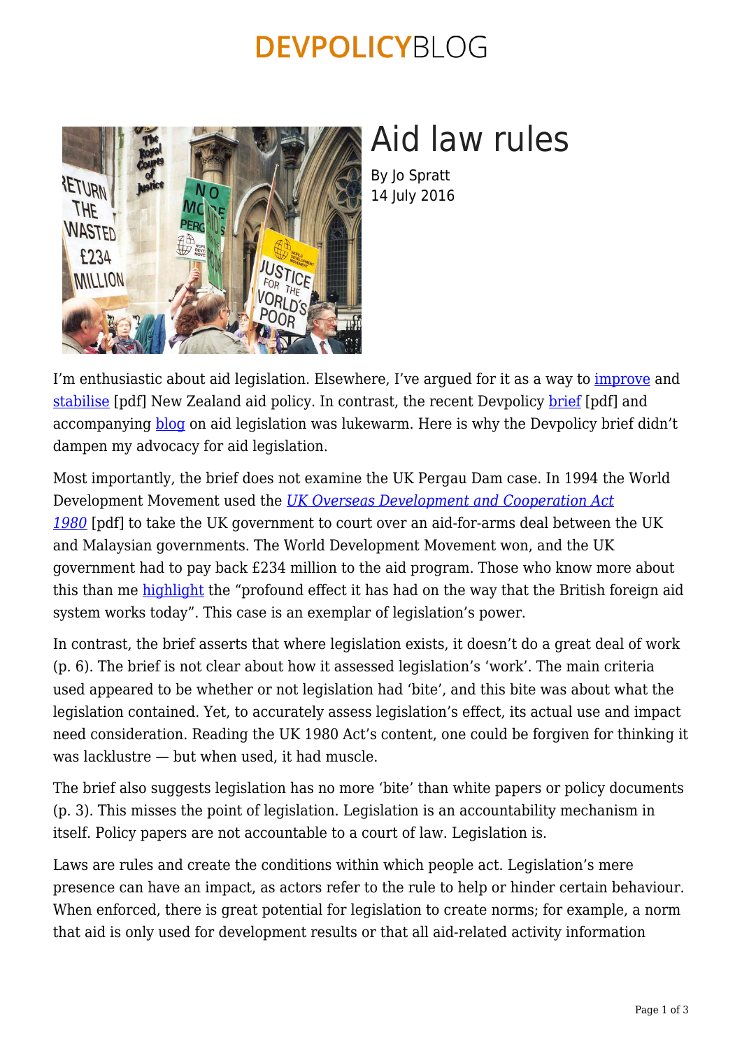# Aid law rules

By Jo Spratt
14 July 2016

I'm enthusiastic about aid legislation. Elsewhere, I've argued for it as a way to improve and stabilise [pdf] New Zealand aid policy. In contrast, the recent Devpolicy brief [pdf] and accompanying blog on aid legislation was lukewarm. Here is why the Devpolicy brief didn't dampen my advocacy for aid legislation.

Most importantly, the brief does not examine the UK Pergau Dam case. In 1994 the World Development Movement used the *UK Overseas Development and Cooperation Act 1980* [pdf] to take the UK government to court over an aid-for-arms deal between the UK and Malaysian governments. The World Development Movement won, and the UK government had to pay back £234 million to the aid program. Those who know more about this than me highlight the "profound effect it has had on the way that the British foreign aid system works today". This case is an exemplar of legislation's power.

In contrast, the brief asserts that where legislation exists, it doesn't do a great deal of work (p. 6). The brief is not clear about how it assessed legislation's 'work'. The main criteria used appeared to be whether or not legislation had 'bite', and this bite was about what the legislation contained. Yet, to accurately assess legislation's effect, its actual use and impact need consideration. Reading the UK 1980 Act's content, one could be forgiven for thinking it was lacklustre — but when used, it had muscle.

The brief also suggests legislation has no more 'bite' than white papers or policy documents (p. 3). This misses the point of legislation. Legislation is an accountability mechanism in itself. Policy papers are not accountable to a court of law. Legislation is.

Laws are rules and create the conditions within which people act. Legislation's mere presence can have an impact, as actors refer to the rule to help or hinder certain behaviour. When enforced, there is great potential for legislation to create norms; for example, a norm that aid is only used for development results or that all aid-related activity information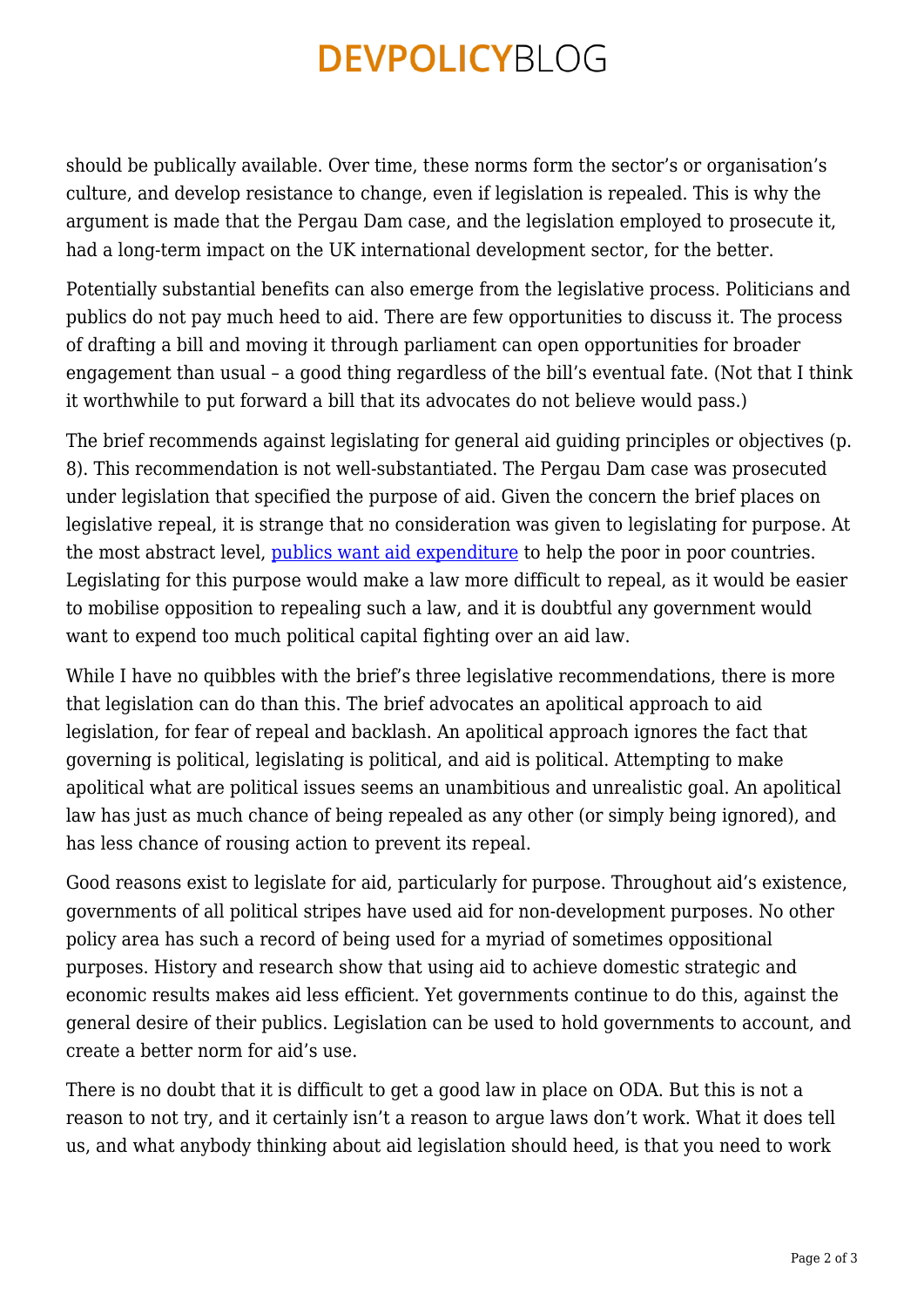should be publically available. Over time, these norms form the sector's or organisation's culture, and develop resistance to change, even if legislation is repealed. This is why the argument is made that the Pergau Dam case, and the legislation employed to prosecute it, had a long-term impact on the UK international development sector, for the better.

Potentially substantial benefits can also emerge from the legislative process. Politicians and publics do not pay much heed to aid. There are few opportunities to discuss it. The process of drafting a bill and moving it through parliament can open opportunities for broader engagement than usual – a good thing regardless of the bill's eventual fate. (Not that I think it worthwhile to put forward a bill that its advocates do not believe would pass.)

The brief recommends against legislating for general aid guiding principles or objectives (p. 8). This recommendation is not well-substantiated. The Pergau Dam case was prosecuted under legislation that specified the purpose of aid. Given the concern the brief places on legislative repeal, it is strange that no consideration was given to legislating for purpose. At the most abstract level, publics want aid expenditure to help the poor in poor countries. Legislating for this purpose would make a law more difficult to repeal, as it would be easier to mobilise opposition to repealing such a law, and it is doubtful any government would want to expend too much political capital fighting over an aid law.

While I have no quibbles with the brief's three legislative recommendations, there is more that legislation can do than this. The brief advocates an apolitical approach to aid legislation, for fear of repeal and backlash. An apolitical approach ignores the fact that governing is political, legislating is political, and aid is political. Attempting to make apolitical what are political issues seems an unambitious and unrealistic goal. An apolitical law has just as much chance of being repealed as any other (or simply being ignored), and has less chance of rousing action to prevent its repeal.

Good reasons exist to legislate for aid, particularly for purpose. Throughout aid's existence, governments of all political stripes have used aid for non-development purposes. No other policy area has such a record of being used for a myriad of sometimes oppositional purposes. History and research show that using aid to achieve domestic strategic and economic results makes aid less efficient. Yet governments continue to do this, against the general desire of their publics. Legislation can be used to hold governments to account, and create a better norm for aid's use.

There is no doubt that it is difficult to get a good law in place on ODA. But this is not a reason to not try, and it certainly isn't a reason to argue laws don't work. What it does tell us, and what anybody thinking about aid legislation should heed, is that you need to work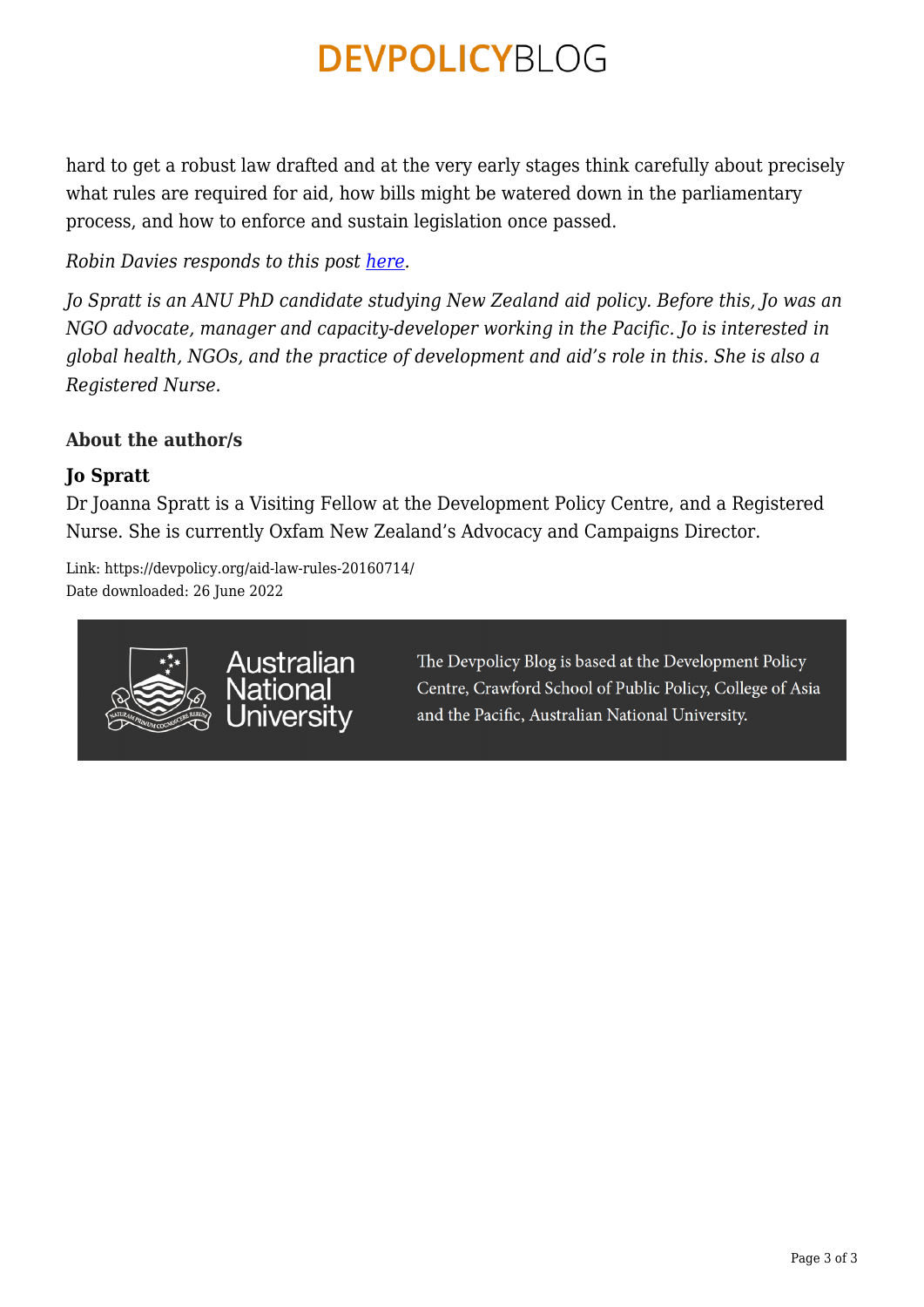hard to get a robust law drafted and at the very early stages think carefully about precisely what rules are required for aid, how bills might be watered down in the parliamentary process, and how to enforce and sustain legislation once passed.

*Robin Davies responds to this post [here](#).*

*Jo Spratt is an ANU PhD candidate studying New Zealand aid policy. Before this, Jo was an NGO advocate, manager and capacity-developer working in the Pacific. Jo is interested in global health, NGOs, and the practice of development and aid's role in this. She is also a Registered Nurse.*

### About the author/s

**Jo Spratt**
Dr Joanna Spratt is a Visiting Fellow at the Development Policy Centre, and a Registered Nurse. She is currently Oxfam New Zealand's Advocacy and Campaigns Director.

Link: https://devpolicy.org/aid-law-rules-20160714/
Date downloaded: 26 June 2022

Australian National University

The Devpolicy Blog is based at the Development Policy Centre, Crawford School of Public Policy, College of Asia and the Pacific, Australian National University.